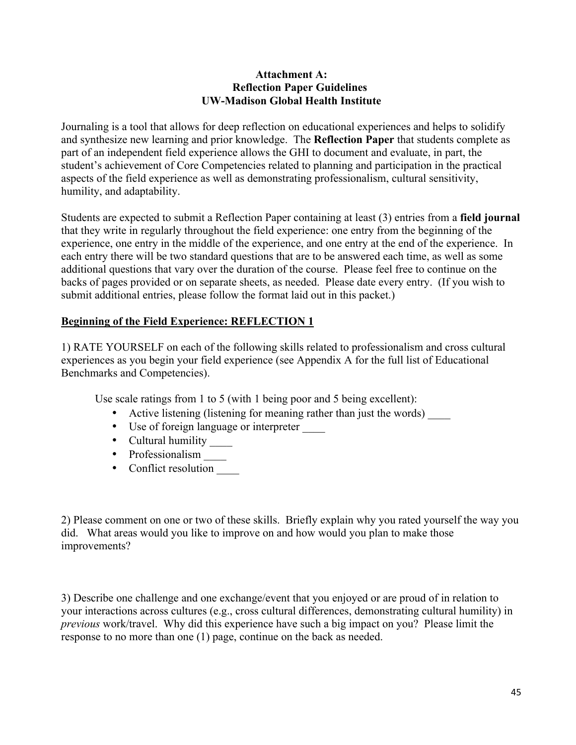**Attachment A:**
**Reflection Paper Guidelines**
**UW-Madison Global Health Institute**

Journaling is a tool that allows for deep reflection on educational experiences and helps to solidify and synthesize new learning and prior knowledge. The **Reflection Paper** that students complete as part of an independent field experience allows the GHI to document and evaluate, in part, the student's achievement of Core Competencies related to planning and participation in the practical aspects of the field experience as well as demonstrating professionalism, cultural sensitivity, humility, and adaptability.

Students are expected to submit a Reflection Paper containing at least (3) entries from a **field journal** that they write in regularly throughout the field experience: one entry from the beginning of the experience, one entry in the middle of the experience, and one entry at the end of the experience. In each entry there will be two standard questions that are to be answered each time, as well as some additional questions that vary over the duration of the course. Please feel free to continue on the backs of pages provided or on separate sheets, as needed. Please date every entry. (If you wish to submit additional entries, please follow the format laid out in this packet.)

## Beginning of the Field Experience: REFLECTION 1

1) RATE YOURSELF on each of the following skills related to professionalism and cross cultural experiences as you begin your field experience (see Appendix A for the full list of Educational Benchmarks and Competencies).

Use scale ratings from 1 to 5 (with 1 being poor and 5 being excellent):

- Active listening (listening for meaning rather than just the words) ____
- Use of foreign language or interpreter ____
- Cultural humility ____
- Professionalism ____
- Conflict resolution ____

2) Please comment on one or two of these skills. Briefly explain why you rated yourself the way you did. What areas would you like to improve on and how would you plan to make those improvements?

3) Describe one challenge and one exchange/event that you enjoyed or are proud of in relation to your interactions across cultures (e.g., cross cultural differences, demonstrating cultural humility) in *previous* work/travel. Why did this experience have such a big impact on you? Please limit the response to no more than one (1) page, continue on the back as needed.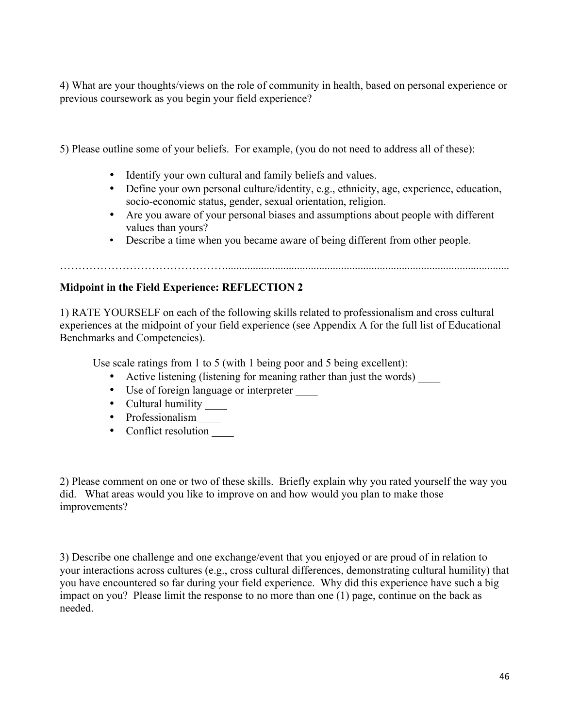4) What are your thoughts/views on the role of community in health, based on personal experience or previous coursework as you begin your field experience?

5) Please outline some of your beliefs. For example, (you do not need to address all of these):

- Identify your own cultural and family beliefs and values.
- Define your own personal culture/identity, e.g., ethnicity, age, experience, education, socio-economic status, gender, sexual orientation, religion.
- Are you aware of your personal biases and assumptions about people with different values than yours?
- Describe a time when you became aware of being different from other people.

…………………………………………………………………………………………………………………

**Midpoint in the Field Experience: REFLECTION 2**

1) RATE YOURSELF on each of the following skills related to professionalism and cross cultural experiences at the midpoint of your field experience (see Appendix A for the full list of Educational Benchmarks and Competencies).

Use scale ratings from 1 to 5 (with 1 being poor and 5 being excellent):

- Active listening (listening for meaning rather than just the words) ____
- Use of foreign language or interpreter ____
- Cultural humility ____
- Professionalism ____
- Conflict resolution ____

2) Please comment on one or two of these skills. Briefly explain why you rated yourself the way you did. What areas would you like to improve on and how would you plan to make those improvements?

3) Describe one challenge and one exchange/event that you enjoyed or are proud of in relation to your interactions across cultures (e.g., cross cultural differences, demonstrating cultural humility) that you have encountered so far during your field experience. Why did this experience have such a big impact on you? Please limit the response to no more than one (1) page, continue on the back as needed.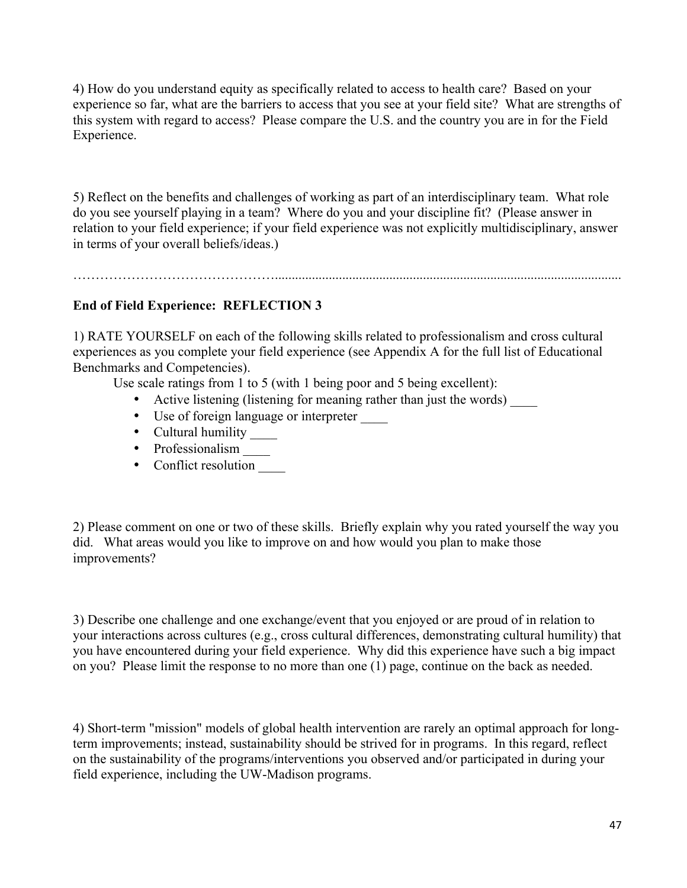4) How do you understand equity as specifically related to access to health care? Based on your experience so far, what are the barriers to access that you see at your field site? What are strengths of this system with regard to access? Please compare the U.S. and the country you are in for the Field Experience.

5) Reflect on the benefits and challenges of working as part of an interdisciplinary team. What role do you see yourself playing in a team? Where do you and your discipline fit? (Please answer in relation to your field experience; if your field experience was not explicitly multidisciplinary, answer in terms of your overall beliefs/ideas.)

……………………………………………………………………………………………………………………

**End of Field Experience: REFLECTION 3**

1) RATE YOURSELF on each of the following skills related to professionalism and cross cultural experiences as you complete your field experience (see Appendix A for the full list of Educational Benchmarks and Competencies).

Use scale ratings from 1 to 5 (with 1 being poor and 5 being excellent):

- Active listening (listening for meaning rather than just the words) ____
- Use of foreign language or interpreter ____
- Cultural humility ____
- Professionalism ____
- Conflict resolution ____

2) Please comment on one or two of these skills. Briefly explain why you rated yourself the way you did. What areas would you like to improve on and how would you plan to make those improvements?

3) Describe one challenge and one exchange/event that you enjoyed or are proud of in relation to your interactions across cultures (e.g., cross cultural differences, demonstrating cultural humility) that you have encountered during your field experience. Why did this experience have such a big impact on you? Please limit the response to no more than one (1) page, continue on the back as needed.

4) Short-term "mission" models of global health intervention are rarely an optimal approach for long-term improvements; instead, sustainability should be strived for in programs. In this regard, reflect on the sustainability of the programs/interventions you observed and/or participated in during your field experience, including the UW-Madison programs.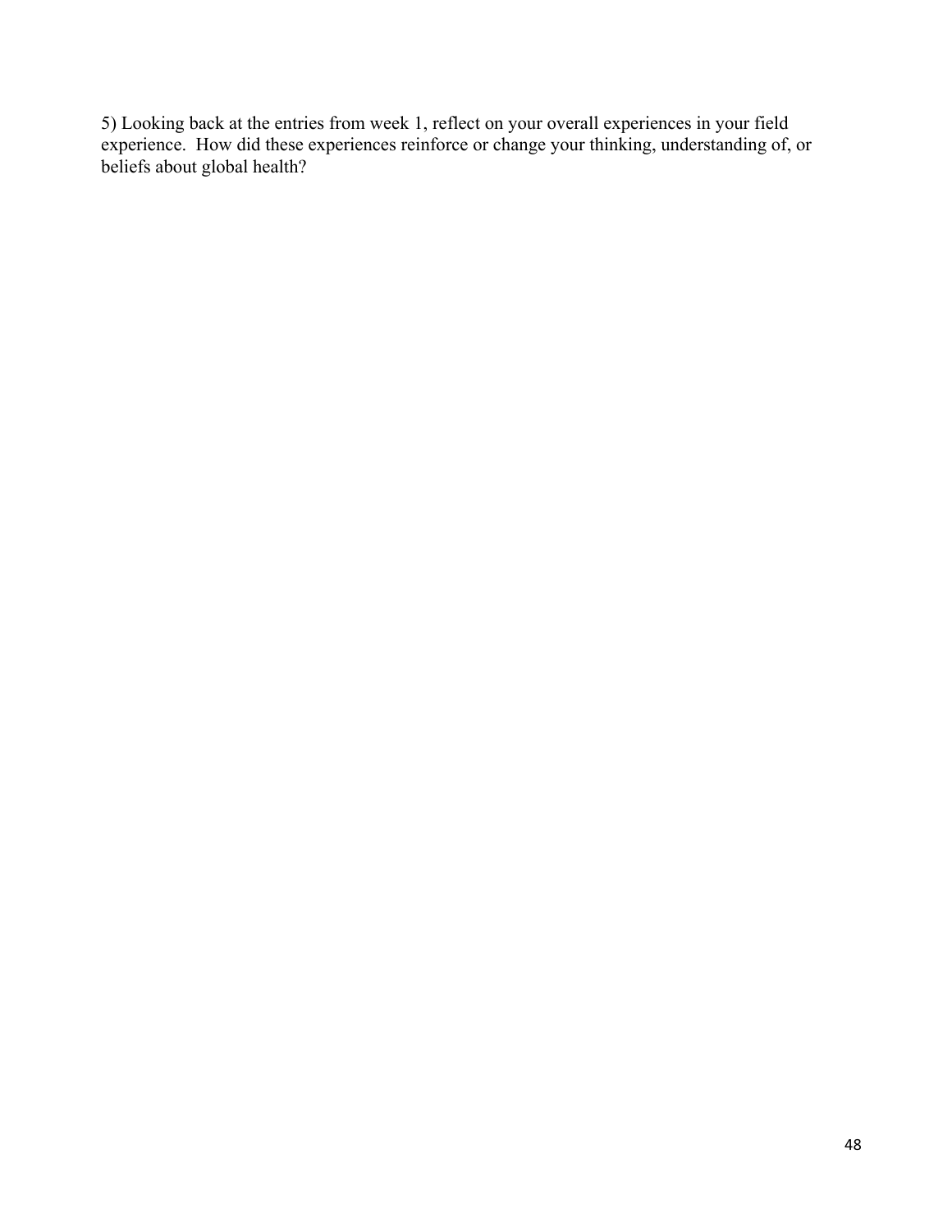5) Looking back at the entries from week 1, reflect on your overall experiences in your field experience. How did these experiences reinforce or change your thinking, understanding of, or beliefs about global health?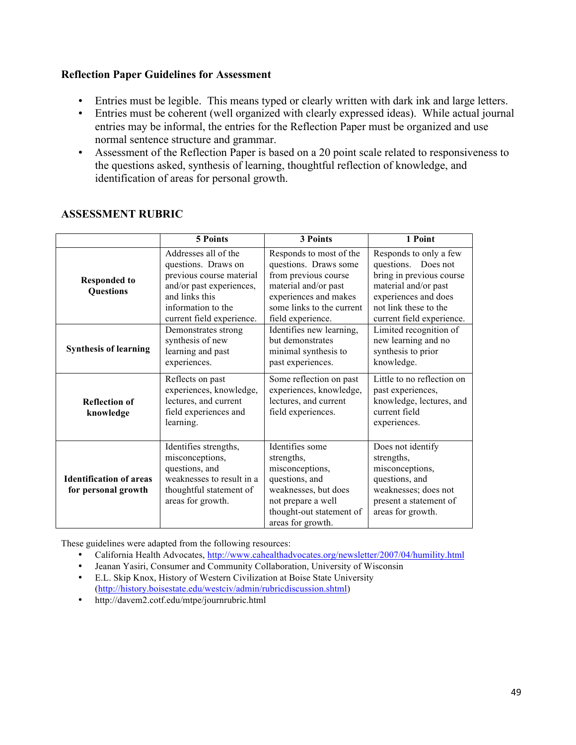**Reflection Paper Guidelines for Assessment**

- Entries must be legible. This means typed or clearly written with dark ink and large letters.
- Entries must be coherent (well organized with clearly expressed ideas). While actual journal entries may be informal, the entries for the Reflection Paper must be organized and use normal sentence structure and grammar.
- Assessment of the Reflection Paper is based on a 20 point scale related to responsiveness to the questions asked, synthesis of learning, thoughtful reflection of knowledge, and identification of areas for personal growth.

**ASSESSMENT RUBRIC**

| | 5 Points | 3 Points | 1 Point |
|---|---|---|---|
| **Responded to Questions** | Addresses all of the questions. Draws on previous course material and/or past experiences, and links this information to the current field experience. | Responds to most of the questions. Draws some from previous course material and/or past experiences and makes some links to the current field experience. | Responds to only a few questions. Does not bring in previous course material and/or past experiences and does not link these to the current field experience. |
| **Synthesis of learning** | Demonstrates strong synthesis of new learning and past experiences. | Identifies new learning, but demonstrates minimal synthesis to past experiences. | Limited recognition of new learning and no synthesis to prior knowledge. |
| **Reflection of knowledge** | Reflects on past experiences, knowledge, lectures, and current field experiences and learning. | Some reflection on past experiences, knowledge, lectures, and current field experiences. | Little to no reflection on past experiences, knowledge, lectures, and current field experiences. |
| **Identification of areas for personal growth** | Identifies strengths, misconceptions, questions, and weaknesses to result in a thoughtful statement of areas for growth. | Identifies some strengths, misconceptions, questions, and weaknesses, but does not prepare a well thought-out statement of areas for growth. | Does not identify strengths, misconceptions, questions, and weaknesses; does not present a statement of areas for growth. |

These guidelines were adapted from the following resources:

- California Health Advocates, http://www.cahealthadvocates.org/newsletter/2007/04/humility.html
- Jeanan Yasiri, Consumer and Community Collaboration, University of Wisconsin
- E.L. Skip Knox, History of Western Civilization at Boise State University (http://history.boisestate.edu/westciv/admin/rubricdiscussion.shtml)
- http://davem2.cotf.edu/mtpe/journrubric.html